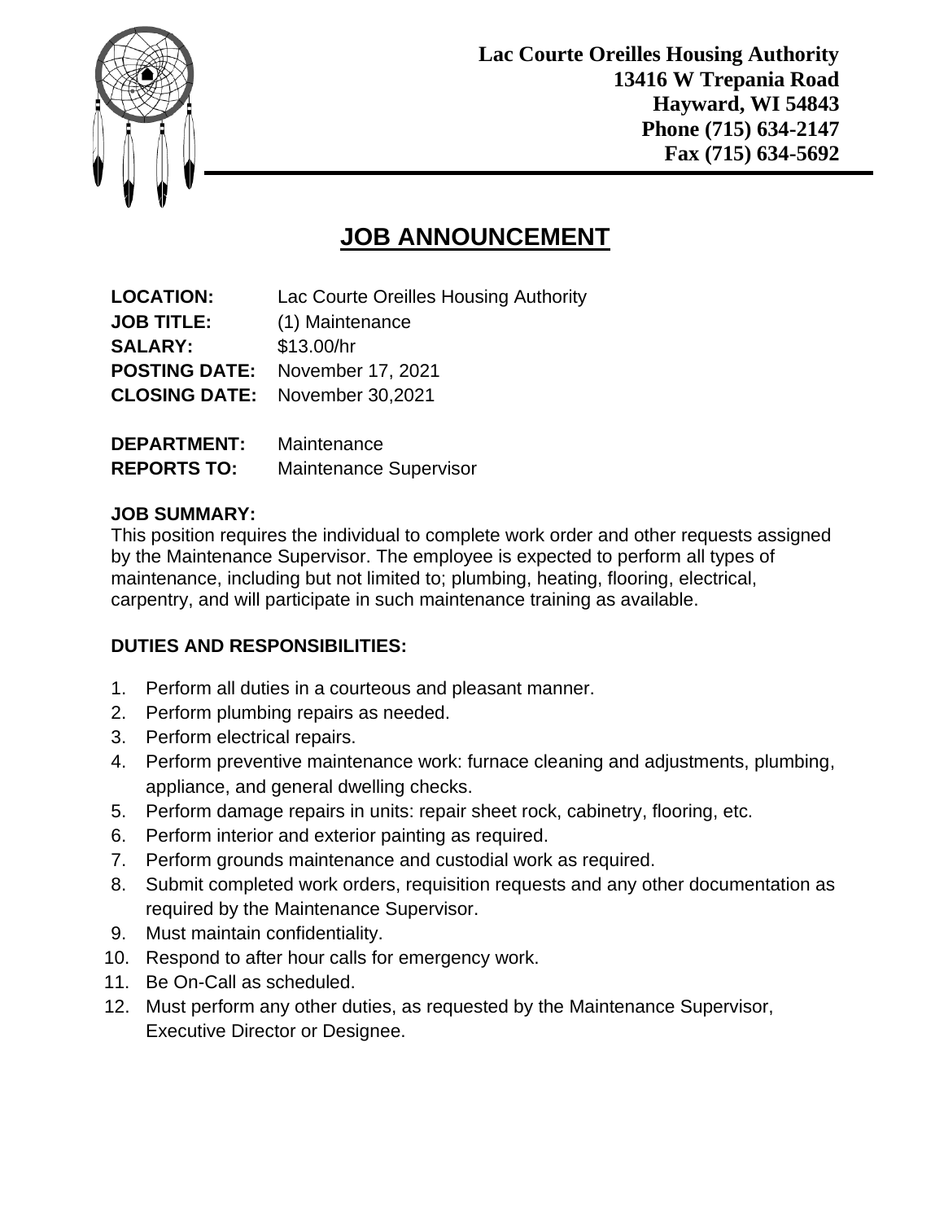**Lac Courte Oreilles Housing Authority**
**13416 W Trepania Road**
**Hayward, WI 54843**
**Phone (715) 634-2147**
**Fax (715) 634-5692**

# JOB ANNOUNCEMENT

**LOCATION:** Lac Courte Oreilles Housing Authority
**JOB TITLE:** (1) Maintenance
**SALARY:** $13.00/hr
**POSTING DATE:** November 17, 2021
**CLOSING DATE:** November 30,2021

**DEPARTMENT:** Maintenance
**REPORTS TO:** Maintenance Supervisor

**JOB SUMMARY:**
This position requires the individual to complete work order and other requests assigned by the Maintenance Supervisor. The employee is expected to perform all types of maintenance, including but not limited to; plumbing, heating, flooring, electrical, carpentry, and will participate in such maintenance training as available.

**DUTIES AND RESPONSIBILITIES:**

1. Perform all duties in a courteous and pleasant manner.
2. Perform plumbing repairs as needed.
3. Perform electrical repairs.
4. Perform preventive maintenance work: furnace cleaning and adjustments, plumbing, appliance, and general dwelling checks.
5. Perform damage repairs in units: repair sheet rock, cabinetry, flooring, etc.
6. Perform interior and exterior painting as required.
7. Perform grounds maintenance and custodial work as required.
8. Submit completed work orders, requisition requests and any other documentation as required by the Maintenance Supervisor.
9. Must maintain confidentiality.
10. Respond to after hour calls for emergency work.
11. Be On-Call as scheduled.
12. Must perform any other duties, as requested by the Maintenance Supervisor, Executive Director or Designee.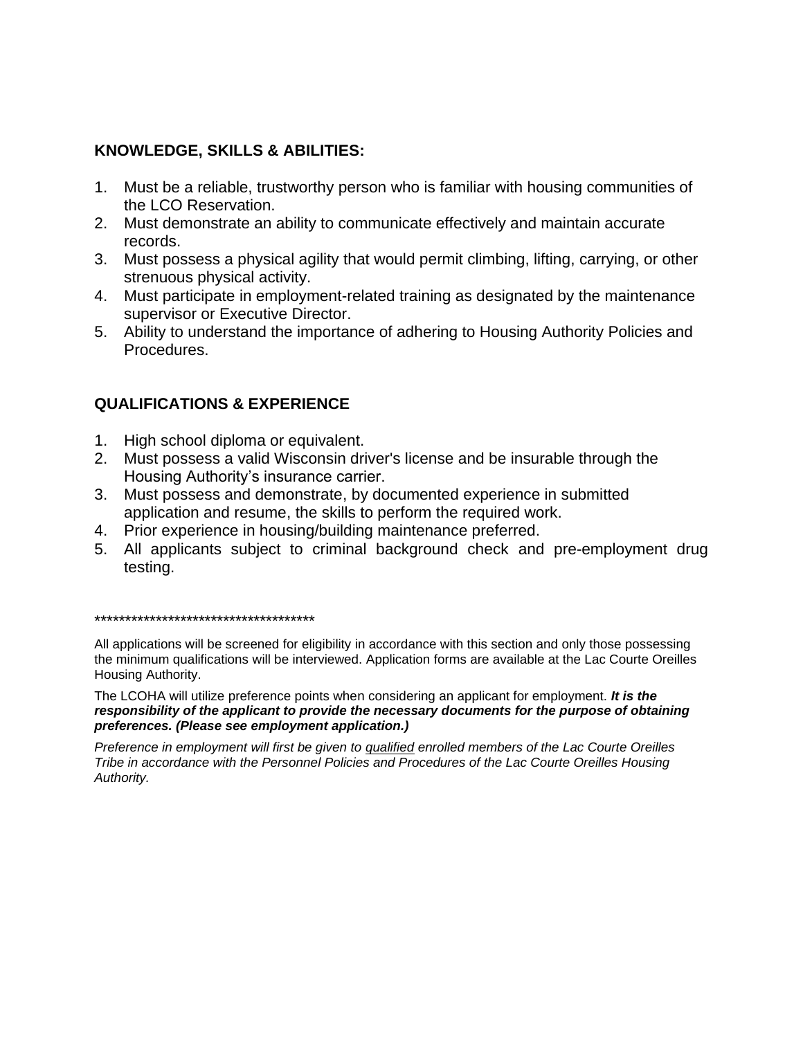**KNOWLEDGE, SKILLS & ABILITIES:**

1. Must be a reliable, trustworthy person who is familiar with housing communities of the LCO Reservation.
2. Must demonstrate an ability to communicate effectively and maintain accurate records.
3. Must possess a physical agility that would permit climbing, lifting, carrying, or other strenuous physical activity.
4. Must participate in employment-related training as designated by the maintenance supervisor or Executive Director.
5. Ability to understand the importance of adhering to Housing Authority Policies and Procedures.

**QUALIFICATIONS & EXPERIENCE**

1. High school diploma or equivalent.
2. Must possess a valid Wisconsin driver's license and be insurable through the Housing Authority's insurance carrier.
3. Must possess and demonstrate, by documented experience in submitted application and resume, the skills to perform the required work.
4. Prior experience in housing/building maintenance preferred.
5. All applicants subject to criminal background check and pre-employment drug testing.

************************************

All applications will be screened for eligibility in accordance with this section and only those possessing the minimum qualifications will be interviewed. Application forms are available at the Lac Courte Oreilles Housing Authority.

The LCOHA will utilize preference points when considering an applicant for employment. ***It is the responsibility of the applicant to provide the necessary documents for the purpose of obtaining preferences. (Please see employment application.)***

*Preference in employment will first be given to qualified enrolled members of the Lac Courte Oreilles Tribe in accordance with the Personnel Policies and Procedures of the Lac Courte Oreilles Housing Authority.*